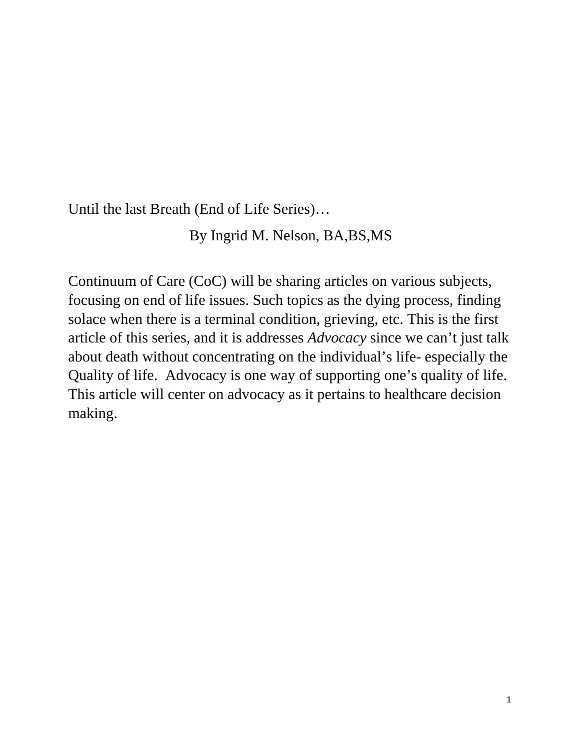Until the last Breath (End of Life Series)…

By Ingrid M. Nelson, BA,BS,MS

Continuum of Care (CoC) will be sharing articles on various subjects, focusing on end of life issues. Such topics as the dying process, finding solace when there is a terminal condition, grieving, etc. This is the first article of this series, and it is addresses *Advocacy* since we can't just talk about death without concentrating on the individual's life- especially the Quality of life. Advocacy is one way of supporting one's quality of life. This article will center on advocacy as it pertains to healthcare decision making.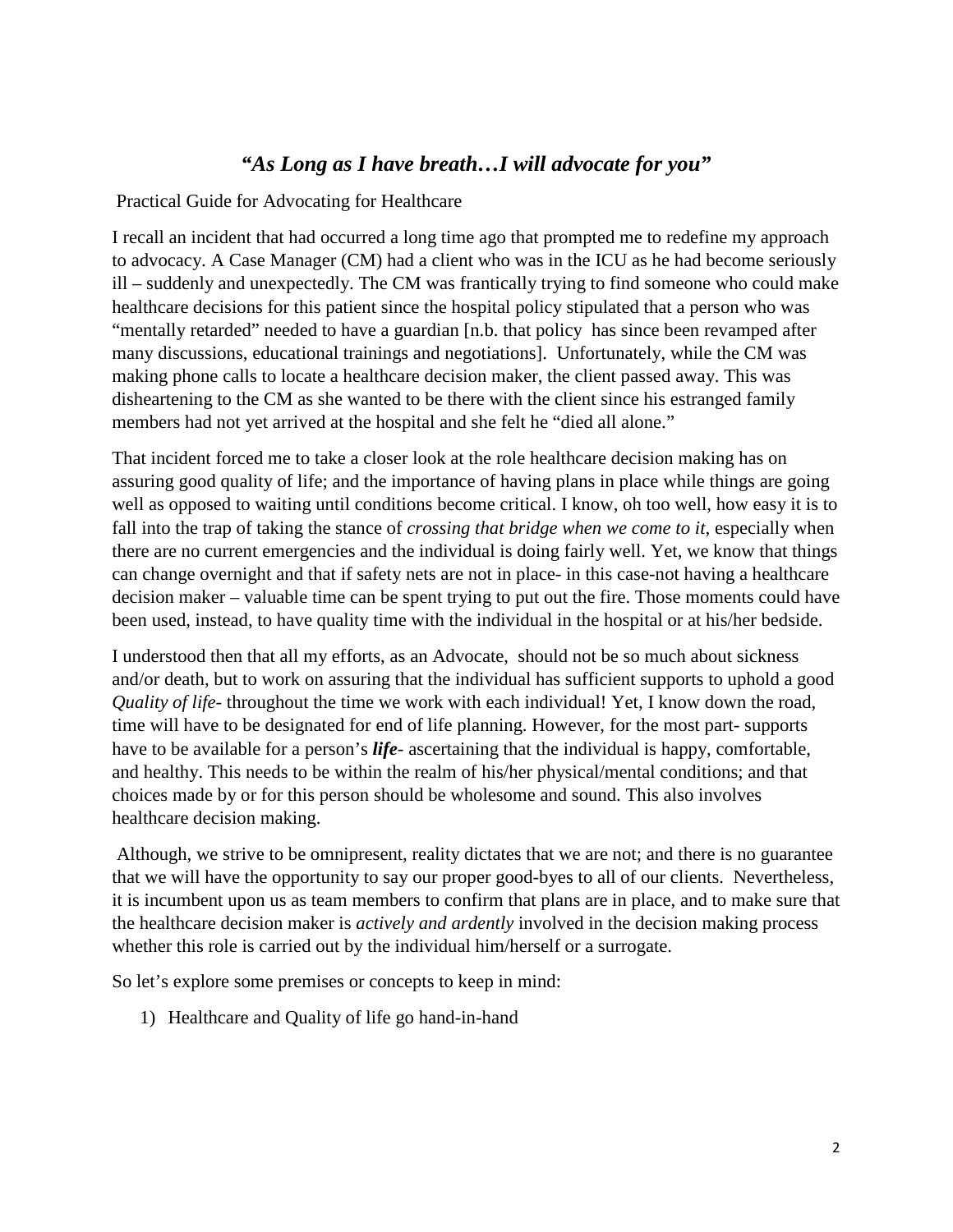## *"As Long as I have breath…I will advocate for you"*

Practical Guide for Advocating for Healthcare

I recall an incident that had occurred a long time ago that prompted me to redefine my approach to advocacy. A Case Manager (CM) had a client who was in the ICU as he had become seriously ill – suddenly and unexpectedly. The CM was frantically trying to find someone who could make healthcare decisions for this patient since the hospital policy stipulated that a person who was "mentally retarded" needed to have a guardian [n.b. that policy has since been revamped after many discussions, educational trainings and negotiations]. Unfortunately, while the CM was making phone calls to locate a healthcare decision maker, the client passed away. This was disheartening to the CM as she wanted to be there with the client since his estranged family members had not yet arrived at the hospital and she felt he "died all alone."

That incident forced me to take a closer look at the role healthcare decision making has on assuring good quality of life; and the importance of having plans in place while things are going well as opposed to waiting until conditions become critical. I know, oh too well, how easy it is to fall into the trap of taking the stance of *crossing that bridge when we come to it*, especially when there are no current emergencies and the individual is doing fairly well. Yet, we know that things can change overnight and that if safety nets are not in place- in this case-not having a healthcare decision maker – valuable time can be spent trying to put out the fire. Those moments could have been used, instead, to have quality time with the individual in the hospital or at his/her bedside.

I understood then that all my efforts, as an Advocate, should not be so much about sickness and/or death, but to work on assuring that the individual has sufficient supports to uphold a good *Quality of life*- throughout the time we work with each individual! Yet, I know down the road, time will have to be designated for end of life planning. However, for the most part- supports have to be available for a person's ***life***- ascertaining that the individual is happy, comfortable, and healthy. This needs to be within the realm of his/her physical/mental conditions; and that choices made by or for this person should be wholesome and sound. This also involves healthcare decision making.

Although, we strive to be omnipresent, reality dictates that we are not; and there is no guarantee that we will have the opportunity to say our proper good-byes to all of our clients. Nevertheless, it is incumbent upon us as team members to confirm that plans are in place, and to make sure that the healthcare decision maker is *actively and ardently* involved in the decision making process whether this role is carried out by the individual him/herself or a surrogate.

So let's explore some premises or concepts to keep in mind:

1) Healthcare and Quality of life go hand-in-hand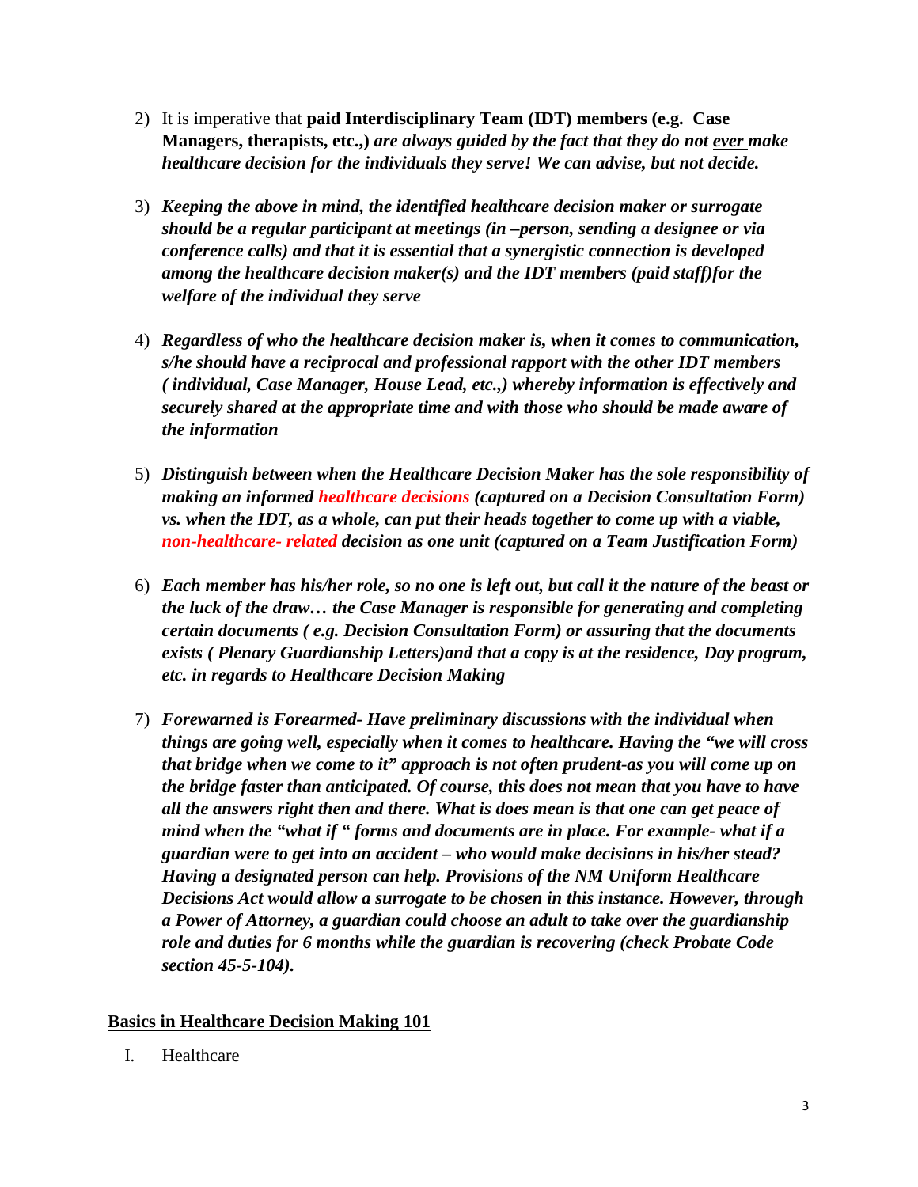2) It is imperative that **paid Interdisciplinary Team (IDT) members (e.g. Case Managers, therapists, etc.,)** ***are always guided by the fact that they do not ever make healthcare decision for the individuals they serve! We can advise, but not decide.***

3) ***Keeping the above in mind, the identified healthcare decision maker or surrogate should be a regular participant at meetings (in –person, sending a designee or via conference calls) and that it is essential that a synergistic connection is developed among the healthcare decision maker(s) and the IDT members (paid staff)for the welfare of the individual they serve***

4) ***Regardless of who the healthcare decision maker is, when it comes to communication, s/he should have a reciprocal and professional rapport with the other IDT members ( individual, Case Manager, House Lead, etc.,) whereby information is effectively and securely shared at the appropriate time and with those who should be made aware of the information***

5) ***Distinguish between when the Healthcare Decision Maker has the sole responsibility of making an informed healthcare decisions (captured on a Decision Consultation Form) vs. when the IDT, as a whole, can put their heads together to come up with a viable, non-healthcare- related decision as one unit (captured on a Team Justification Form)***

6) ***Each member has his/her role, so no one is left out, but call it the nature of the beast or the luck of the draw… the Case Manager is responsible for generating and completing certain documents ( e.g. Decision Consultation Form) or assuring that the documents exists ( Plenary Guardianship Letters)and that a copy is at the residence, Day program, etc. in regards to Healthcare Decision Making***

7) ***Forewarned is Forearmed- Have preliminary discussions with the individual when things are going well, especially when it comes to healthcare. Having the "we will cross that bridge when we come to it" approach is not often prudent-as you will come up on the bridge faster than anticipated. Of course, this does not mean that you have to have all the answers right then and there. What is does mean is that one can get peace of mind when the "what if " forms and documents are in place. For example- what if a guardian were to get into an accident – who would make decisions in his/her stead? Having a designated person can help. Provisions of the NM Uniform Healthcare Decisions Act would allow a surrogate to be chosen in this instance. However, through a Power of Attorney, a guardian could choose an adult to take over the guardianship role and duties for 6 months while the guardian is recovering (check Probate Code section 45-5-104).***

## Basics in Healthcare Decision Making 101

I. Healthcare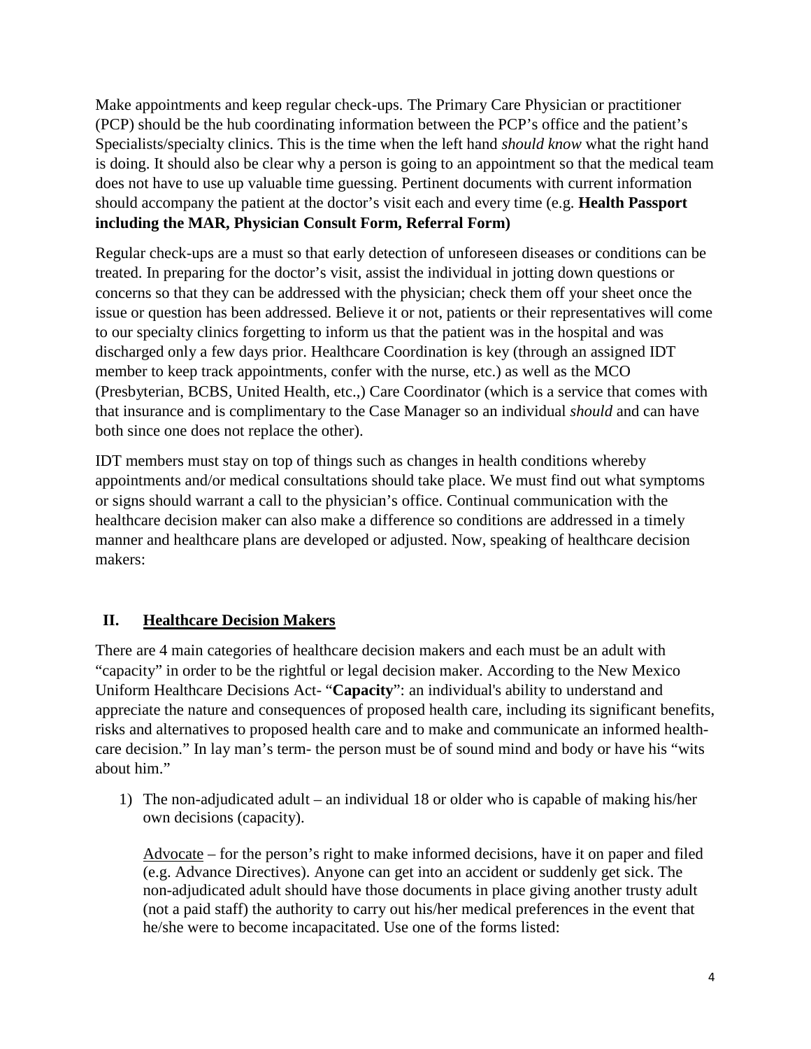Make appointments and keep regular check-ups. The Primary Care Physician or practitioner (PCP) should be the hub coordinating information between the PCP's office and the patient's Specialists/specialty clinics. This is the time when the left hand *should know* what the right hand is doing. It should also be clear why a person is going to an appointment so that the medical team does not have to use up valuable time guessing. Pertinent documents with current information should accompany the patient at the doctor's visit each and every time (e.g. **Health Passport including the MAR, Physician Consult Form, Referral Form)**

Regular check-ups are a must so that early detection of unforeseen diseases or conditions can be treated. In preparing for the doctor's visit, assist the individual in jotting down questions or concerns so that they can be addressed with the physician; check them off your sheet once the issue or question has been addressed. Believe it or not, patients or their representatives will come to our specialty clinics forgetting to inform us that the patient was in the hospital and was discharged only a few days prior. Healthcare Coordination is key (through an assigned IDT member to keep track appointments, confer with the nurse, etc.) as well as the MCO (Presbyterian, BCBS, United Health, etc.,) Care Coordinator (which is a service that comes with that insurance and is complimentary to the Case Manager so an individual *should* and can have both since one does not replace the other).

IDT members must stay on top of things such as changes in health conditions whereby appointments and/or medical consultations should take place. We must find out what symptoms or signs should warrant a call to the physician's office. Continual communication with the healthcare decision maker can also make a difference so conditions are addressed in a timely manner and healthcare plans are developed or adjusted. Now, speaking of healthcare decision makers:

## II. <u>Healthcare Decision Makers</u>

There are 4 main categories of healthcare decision makers and each must be an adult with "capacity" in order to be the rightful or legal decision maker. According to the New Mexico Uniform Healthcare Decisions Act- "**Capacity**": an individual's ability to understand and appreciate the nature and consequences of proposed health care, including its significant benefits, risks and alternatives to proposed health care and to make and communicate an informed health-care decision." In lay man's term- the person must be of sound mind and body or have his "wits about him."

1) The non-adjudicated adult – an individual 18 or older who is capable of making his/her own decisions (capacity).

   <u>Advocate</u> – for the person's right to make informed decisions, have it on paper and filed (e.g. Advance Directives). Anyone can get into an accident or suddenly get sick. The non-adjudicated adult should have those documents in place giving another trusty adult (not a paid staff) the authority to carry out his/her medical preferences in the event that he/she were to become incapacitated. Use one of the forms listed: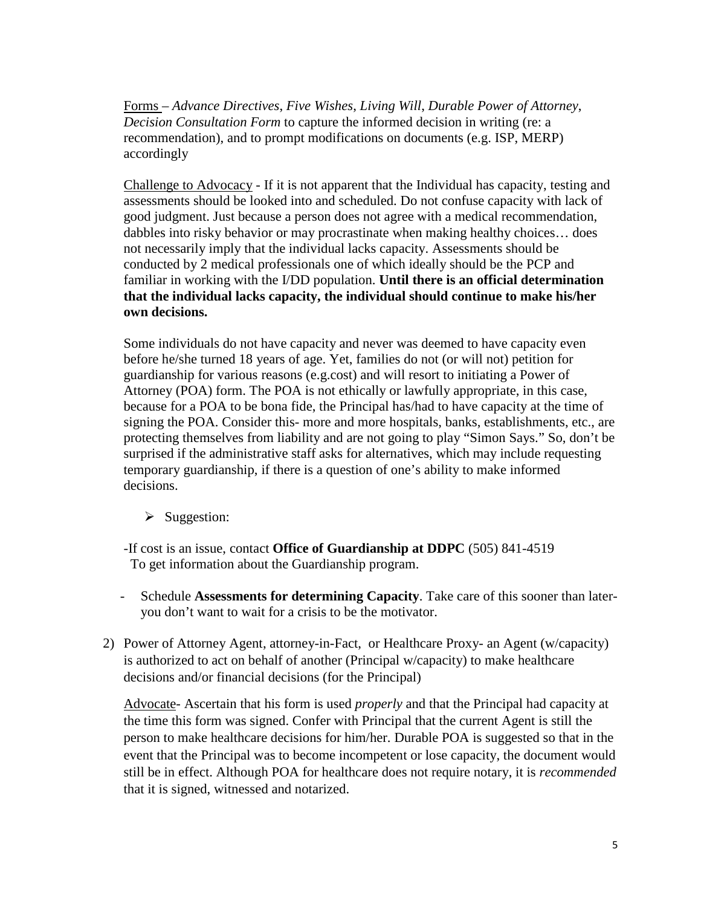Forms – *Advance Directives*, *Five Wishes*, *Living Will*, *Durable Power of Attorney*, *Decision Consultation Form* to capture the informed decision in writing (re: a recommendation), and to prompt modifications on documents (e.g. ISP, MERP) accordingly

Challenge to Advocacy - If it is not apparent that the Individual has capacity, testing and assessments should be looked into and scheduled. Do not confuse capacity with lack of good judgment. Just because a person does not agree with a medical recommendation, dabbles into risky behavior or may procrastinate when making healthy choices… does not necessarily imply that the individual lacks capacity. Assessments should be conducted by 2 medical professionals one of which ideally should be the PCP and familiar in working with the I/DD population. **Until there is an official determination that the individual lacks capacity, the individual should continue to make his/her own decisions.**

Some individuals do not have capacity and never was deemed to have capacity even before he/she turned 18 years of age. Yet, families do not (or will not) petition for guardianship for various reasons (e.g.cost) and will resort to initiating a Power of Attorney (POA) form. The POA is not ethically or lawfully appropriate, in this case, because for a POA to be bona fide, the Principal has/had to have capacity at the time of signing the POA. Consider this- more and more hospitals, banks, establishments, etc., are protecting themselves from liability and are not going to play "Simon Says." So, don't be surprised if the administrative staff asks for alternatives, which may include requesting temporary guardianship, if there is a question of one's ability to make informed decisions.

- Suggestion:

-If cost is an issue, contact **Office of Guardianship at DDPC** (505) 841-4519 To get information about the Guardianship program.

- Schedule **Assessments for determining Capacity**. Take care of this sooner than later- you don't want to wait for a crisis to be the motivator.

2) Power of Attorney Agent, attorney-in-Fact, or Healthcare Proxy- an Agent (w/capacity) is authorized to act on behalf of another (Principal w/capacity) to make healthcare decisions and/or financial decisions (for the Principal)

   Advocate- Ascertain that his form is used *properly* and that the Principal had capacity at the time this form was signed. Confer with Principal that the current Agent is still the person to make healthcare decisions for him/her. Durable POA is suggested so that in the event that the Principal was to become incompetent or lose capacity, the document would still be in effect. Although POA for healthcare does not require notary, it is *recommended* that it is signed, witnessed and notarized.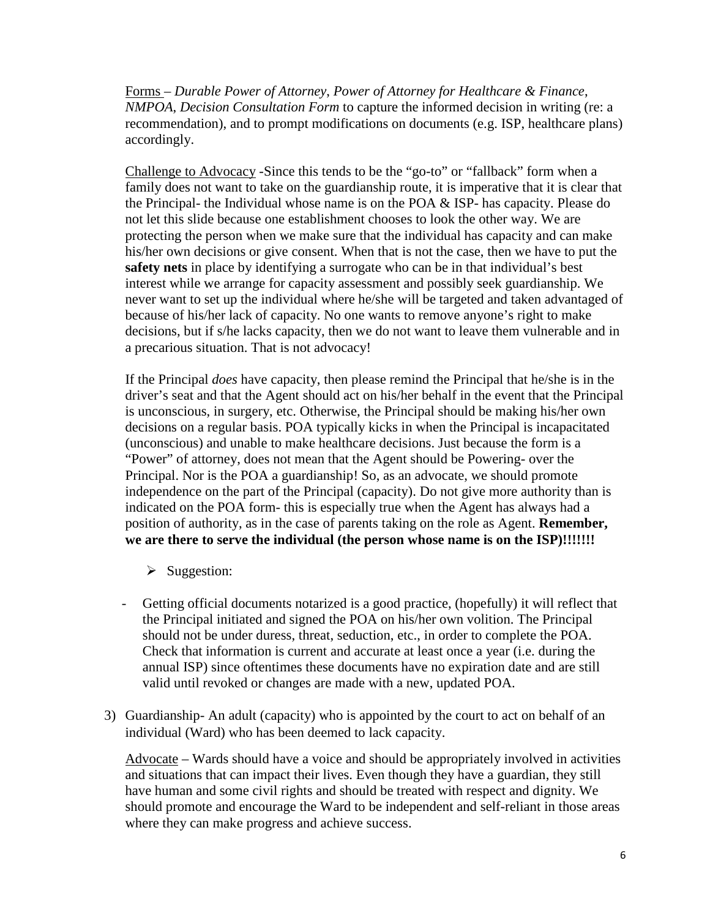Forms – *Durable Power of Attorney*, *Power of Attorney for Healthcare & Finance*, *NMPOA*, *Decision Consultation Form* to capture the informed decision in writing (re: a recommendation), and to prompt modifications on documents (e.g. ISP, healthcare plans) accordingly.

Challenge to Advocacy -Since this tends to be the "go-to" or "fallback" form when a family does not want to take on the guardianship route, it is imperative that it is clear that the Principal- the Individual whose name is on the POA & ISP- has capacity. Please do not let this slide because one establishment chooses to look the other way. We are protecting the person when we make sure that the individual has capacity and can make his/her own decisions or give consent. When that is not the case, then we have to put the **safety nets** in place by identifying a surrogate who can be in that individual's best interest while we arrange for capacity assessment and possibly seek guardianship. We never want to set up the individual where he/she will be targeted and taken advantaged of because of his/her lack of capacity. No one wants to remove anyone's right to make decisions, but if s/he lacks capacity, then we do not want to leave them vulnerable and in a precarious situation. That is not advocacy!

If the Principal *does* have capacity, then please remind the Principal that he/she is in the driver's seat and that the Agent should act on his/her behalf in the event that the Principal is unconscious, in surgery, etc. Otherwise, the Principal should be making his/her own decisions on a regular basis. POA typically kicks in when the Principal is incapacitated (unconscious) and unable to make healthcare decisions. Just because the form is a "Power" of attorney, does not mean that the Agent should be Powering- over the Principal. Nor is the POA a guardianship! So, as an advocate, we should promote independence on the part of the Principal (capacity). Do not give more authority than is indicated on the POA form- this is especially true when the Agent has always had a position of authority, as in the case of parents taking on the role as Agent. **Remember, we are there to serve the individual (the person whose name is on the ISP)!!!!!!!**

- Suggestion:

- Getting official documents notarized is a good practice, (hopefully) it will reflect that the Principal initiated and signed the POA on his/her own volition. The Principal should not be under duress, threat, seduction, etc., in order to complete the POA. Check that information is current and accurate at least once a year (i.e. during the annual ISP) since oftentimes these documents have no expiration date and are still valid until revoked or changes are made with a new, updated POA.

3) Guardianship- An adult (capacity) who is appointed by the court to act on behalf of an individual (Ward) who has been deemed to lack capacity.

   Advocate – Wards should have a voice and should be appropriately involved in activities and situations that can impact their lives. Even though they have a guardian, they still have human and some civil rights and should be treated with respect and dignity. We should promote and encourage the Ward to be independent and self-reliant in those areas where they can make progress and achieve success.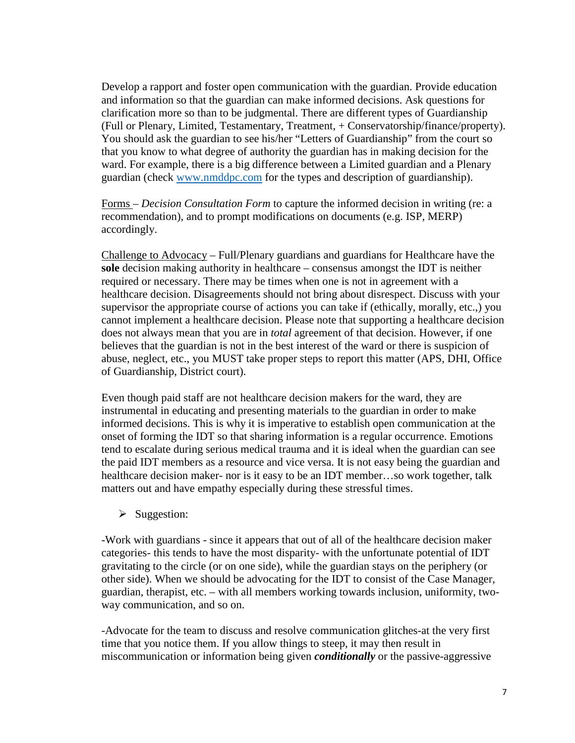Develop a rapport and foster open communication with the guardian. Provide education and information so that the guardian can make informed decisions. Ask questions for clarification more so than to be judgmental. There are different types of Guardianship (Full or Plenary, Limited, Testamentary, Treatment, + Conservatorship/finance/property). You should ask the guardian to see his/her "Letters of Guardianship" from the court so that you know to what degree of authority the guardian has in making decision for the ward. For example, there is a big difference between a Limited guardian and a Plenary guardian (check [www.nmddpc.com](www.nmddpc.com) for the types and description of guardianship).

<u>Forms</u> – *Decision Consultation Form* to capture the informed decision in writing (re: a recommendation), and to prompt modifications on documents (e.g. ISP, MERP) accordingly.

<u>Challenge to Advocacy</u> – Full/Plenary guardians and guardians for Healthcare have the **sole** decision making authority in healthcare – consensus amongst the IDT is neither required or necessary. There may be times when one is not in agreement with a healthcare decision. Disagreements should not bring about disrespect. Discuss with your supervisor the appropriate course of actions you can take if (ethically, morally, etc.,) you cannot implement a healthcare decision. Please note that supporting a healthcare decision does not always mean that you are in *total* agreement of that decision. However, if one believes that the guardian is not in the best interest of the ward or there is suspicion of abuse, neglect, etc., you MUST take proper steps to report this matter (APS, DHI, Office of Guardianship, District court).

Even though paid staff are not healthcare decision makers for the ward, they are instrumental in educating and presenting materials to the guardian in order to make informed decisions. This is why it is imperative to establish open communication at the onset of forming the IDT so that sharing information is a regular occurrence. Emotions tend to escalate during serious medical trauma and it is ideal when the guardian can see the paid IDT members as a resource and vice versa. It is not easy being the guardian and healthcare decision maker- nor is it easy to be an IDT member…so work together, talk matters out and have empathy especially during these stressful times.

- Suggestion:

-Work with guardians - since it appears that out of all of the healthcare decision maker categories- this tends to have the most disparity- with the unfortunate potential of IDT gravitating to the circle (or on one side), while the guardian stays on the periphery (or other side). When we should be advocating for the IDT to consist of the Case Manager, guardian, therapist, etc. – with all members working towards inclusion, uniformity, two-way communication, and so on.

-Advocate for the team to discuss and resolve communication glitches-at the very first time that you notice them. If you allow things to steep, it may then result in miscommunication or information being given ***conditionally*** or the passive-aggressive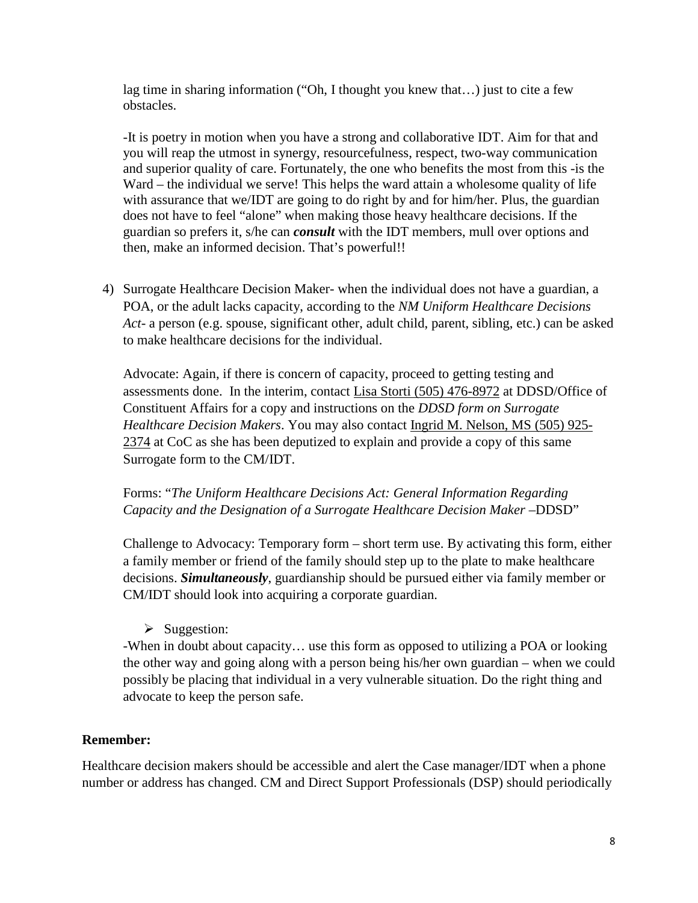lag time in sharing information ("Oh, I thought you knew that…) just to cite a few obstacles.

-It is poetry in motion when you have a strong and collaborative IDT. Aim for that and you will reap the utmost in synergy, resourcefulness, respect, two-way communication and superior quality of care. Fortunately, the one who benefits the most from this -is the Ward – the individual we serve! This helps the ward attain a wholesome quality of life with assurance that we/IDT are going to do right by and for him/her. Plus, the guardian does not have to feel "alone" when making those heavy healthcare decisions. If the guardian so prefers it, s/he can ***consult*** with the IDT members, mull over options and then, make an informed decision. That's powerful!!

4) Surrogate Healthcare Decision Maker- when the individual does not have a guardian, a POA, or the adult lacks capacity, according to the *NM Uniform Healthcare Decisions Act*- a person (e.g. spouse, significant other, adult child, parent, sibling, etc.) can be asked to make healthcare decisions for the individual.

   Advocate: Again, if there is concern of capacity, proceed to getting testing and assessments done. In the interim, contact Lisa Storti (505) 476-8972 at DDSD/Office of Constituent Affairs for a copy and instructions on the *DDSD form on Surrogate Healthcare Decision Makers*. You may also contact Ingrid M. Nelson, MS (505) 925-2374 at CoC as she has been deputized to explain and provide a copy of this same Surrogate form to the CM/IDT.

   Forms: "*The Uniform Healthcare Decisions Act: General Information Regarding Capacity and the Designation of a Surrogate Healthcare Decision Maker* –DDSD"

   Challenge to Advocacy: Temporary form – short term use. By activating this form, either a family member or friend of the family should step up to the plate to make healthcare decisions. ***Simultaneously***, guardianship should be pursued either via family member or CM/IDT should look into acquiring a corporate guardian.

   - Suggestion:

   -When in doubt about capacity… use this form as opposed to utilizing a POA or looking the other way and going along with a person being his/her own guardian – when we could possibly be placing that individual in a very vulnerable situation. Do the right thing and advocate to keep the person safe.

**Remember:**

Healthcare decision makers should be accessible and alert the Case manager/IDT when a phone number or address has changed. CM and Direct Support Professionals (DSP) should periodically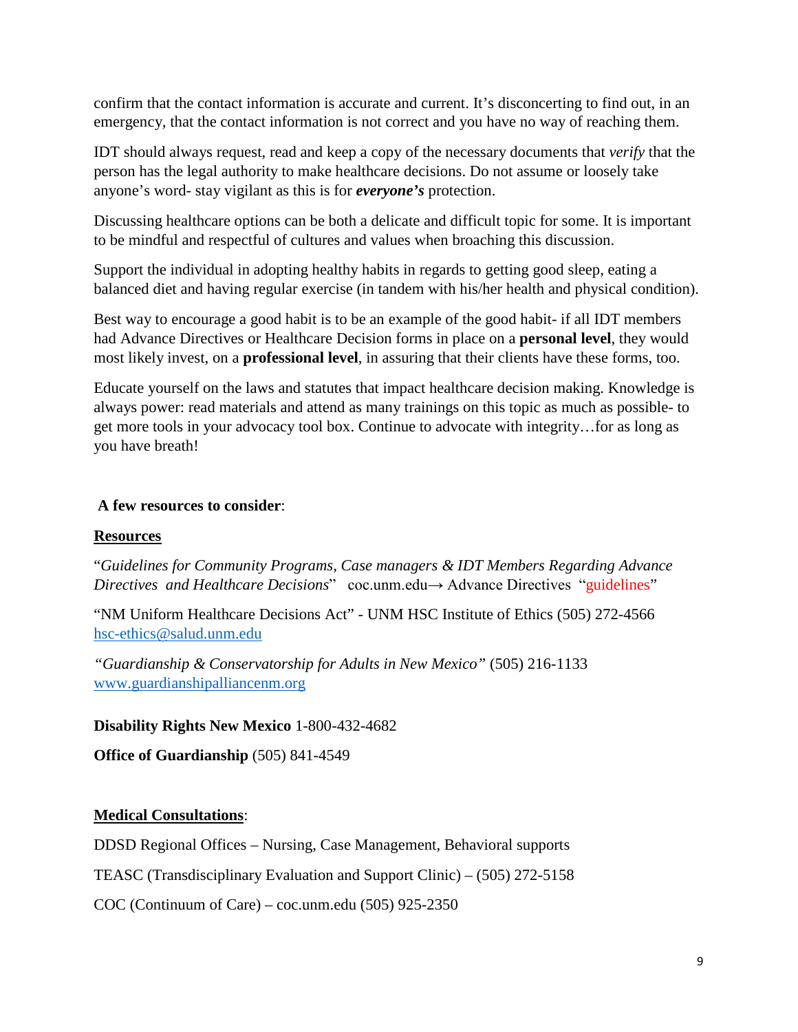confirm that the contact information is accurate and current. It's disconcerting to find out, in an emergency, that the contact information is not correct and you have no way of reaching them.

IDT should always request, read and keep a copy of the necessary documents that *verify* that the person has the legal authority to make healthcare decisions. Do not assume or loosely take anyone's word- stay vigilant as this is for ***everyone's*** protection.

Discussing healthcare options can be both a delicate and difficult topic for some. It is important to be mindful and respectful of cultures and values when broaching this discussion.

Support the individual in adopting healthy habits in regards to getting good sleep, eating a balanced diet and having regular exercise (in tandem with his/her health and physical condition).

Best way to encourage a good habit is to be an example of the good habit- if all IDT members had Advance Directives or Healthcare Decision forms in place on a **personal level**, they would most likely invest, on a **professional level**, in assuring that their clients have these forms, too.

Educate yourself on the laws and statutes that impact healthcare decision making. Knowledge is always power: read materials and attend as many trainings on this topic as much as possible- to get more tools in your advocacy tool box. Continue to advocate with integrity…for as long as you have breath!

**A few resources to consider**:

**Resources**

"*Guidelines for Community Programs, Case managers & IDT Members Regarding Advance Directives and Healthcare Decisions*" coc.unm.edu→ Advance Directives "guidelines"

"NM Uniform Healthcare Decisions Act" - UNM HSC Institute of Ethics (505) 272-4566 hsc-ethics@salud.unm.edu

*"Guardianship & Conservatorship for Adults in New Mexico"* (505) 216-1133 www.guardianshipalliancenm.org

**Disability Rights New Mexico** 1-800-432-4682

**Office of Guardianship** (505) 841-4549

**Medical Consultations**:

DDSD Regional Offices – Nursing, Case Management, Behavioral supports

TEASC (Transdisciplinary Evaluation and Support Clinic) – (505) 272-5158

COC (Continuum of Care) – coc.unm.edu (505) 925-2350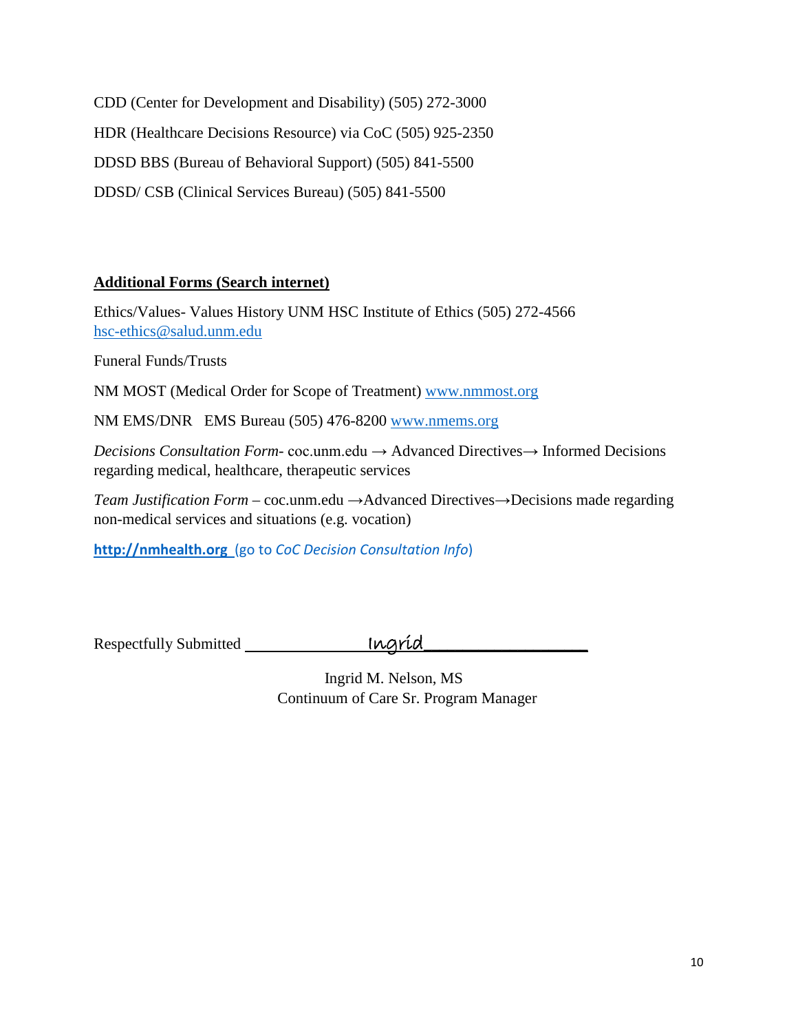CDD (Center for Development and Disability) (505) 272-3000

HDR (Healthcare Decisions Resource) via CoC (505) 925-2350

DDSD BBS (Bureau of Behavioral Support) (505) 841-5500

DDSD/ CSB (Clinical Services Bureau) (505) 841-5500

**Additional Forms (Search internet)**

Ethics/Values- Values History UNM HSC Institute of Ethics (505) 272-4566 hsc-ethics@salud.unm.edu

Funeral Funds/Trusts

NM MOST (Medical Order for Scope of Treatment) www.nmmost.org

NM EMS/DNR   EMS Bureau (505) 476-8200 www.nmems.org

*Decisions Consultation Form*- coc.unm.edu → Advanced Directives→ Informed Decisions regarding medical, healthcare, therapeutic services

*Team Justification Form* – coc.unm.edu →Advanced Directives→Decisions made regarding non-medical services and situations (e.g. vocation)

**http://nmhealth.org** (go to *CoC Decision Consultation Info*)

Respectfully Submitted Ingrid

Ingrid M. Nelson, MS
Continuum of Care Sr. Program Manager